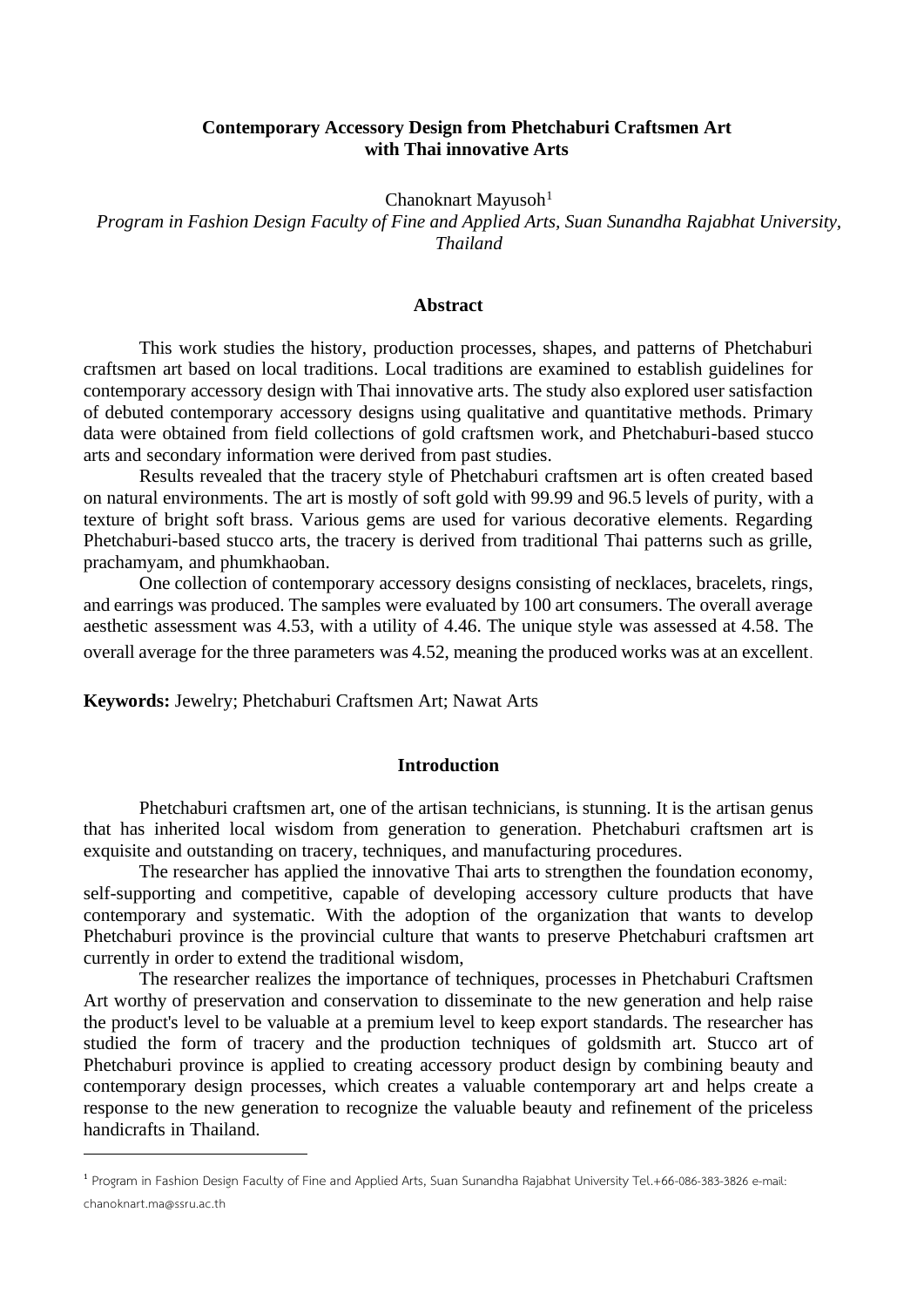# Contemporary Accessory Design from Phetchaburi Craftsmen Art with Thai innovative Arts

Chanoknart Mayusoh[1]

*Program in Fashion Design Faculty of Fine and Applied Arts, Suan Sunandha Rajabhat University, Thailand*

## Abstract

This work studies the history, production processes, shapes, and patterns of Phetchaburi craftsmen art based on local traditions. Local traditions are examined to establish guidelines for contemporary accessory design with Thai innovative arts. The study also explored user satisfaction of debuted contemporary accessory designs using qualitative and quantitative methods. Primary data were obtained from field collections of gold craftsmen work, and Phetchaburi-based stucco arts and secondary information were derived from past studies.

Results revealed that the tracery style of Phetchaburi craftsmen art is often created based on natural environments. The art is mostly of soft gold with 99.99 and 96.5 levels of purity, with a texture of bright soft brass. Various gems are used for various decorative elements. Regarding Phetchaburi-based stucco arts, the tracery is derived from traditional Thai patterns such as grille, prachamyam, and phumkhaoban.

One collection of contemporary accessory designs consisting of necklaces, bracelets, rings, and earrings was produced. The samples were evaluated by 100 art consumers. The overall average aesthetic assessment was 4.53, with a utility of 4.46. The unique style was assessed at 4.58. The overall average for the three parameters was 4.52, meaning the produced works was at an excellent.

**Keywords:** Jewelry; Phetchaburi Craftsmen Art; Nawat Arts

## Introduction

Phetchaburi craftsmen art, one of the artisan technicians, is stunning. It is the artisan genus that has inherited local wisdom from generation to generation. Phetchaburi craftsmen art is exquisite and outstanding on tracery, techniques, and manufacturing procedures.

The researcher has applied the innovative Thai arts to strengthen the foundation economy, self-supporting and competitive, capable of developing accessory culture products that have contemporary and systematic. With the adoption of the organization that wants to develop Phetchaburi province is the provincial culture that wants to preserve Phetchaburi craftsmen art currently in order to extend the traditional wisdom,

The researcher realizes the importance of techniques, processes in Phetchaburi Craftsmen Art worthy of preservation and conservation to disseminate to the new generation and help raise the product's level to be valuable at a premium level to keep export standards. The researcher has studied the form of tracery and the production techniques of goldsmith art. Stucco art of Phetchaburi province is applied to creating accessory product design by combining beauty and contemporary design processes, which creates a valuable contemporary art and helps create a response to the new generation to recognize the valuable beauty and refinement of the priceless handicrafts in Thailand.

---

[1] Program in Fashion Design Faculty of Fine and Applied Arts, Suan Sunandha Rajabhat University Tel.+66-086-383-3826 e-mail: chanoknart.ma@ssru.ac.th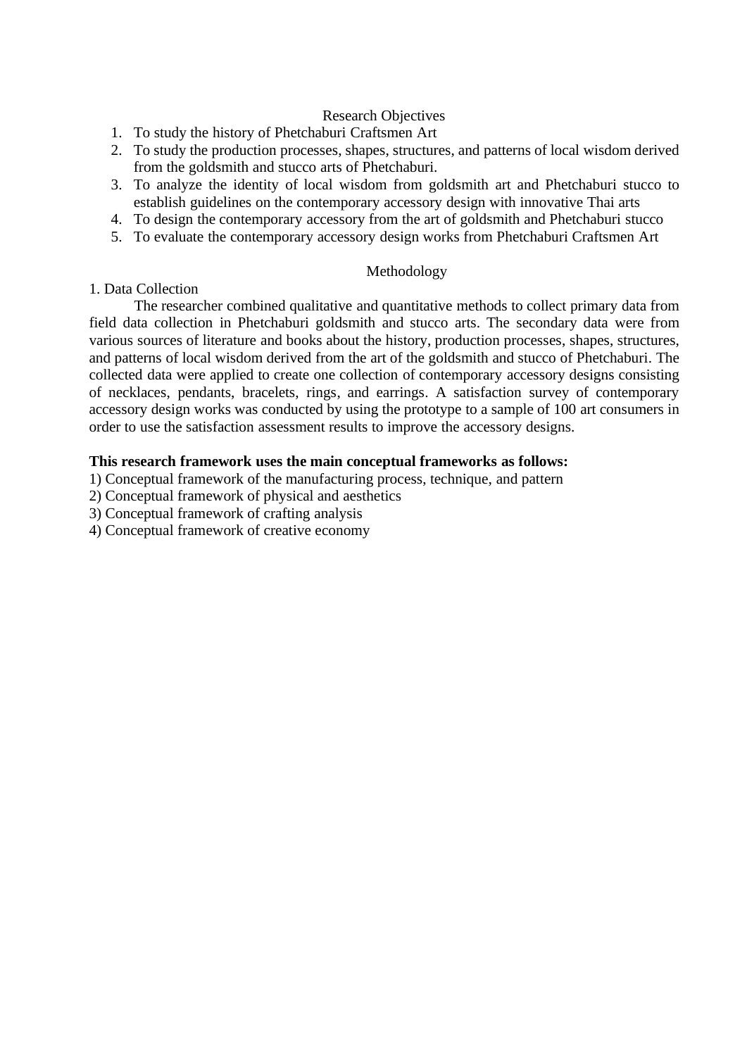## Research Objectives

1. To study the history of Phetchaburi Craftsmen Art
2. To study the production processes, shapes, structures, and patterns of local wisdom derived from the goldsmith and stucco arts of Phetchaburi.
3. To analyze the identity of local wisdom from goldsmith art and Phetchaburi stucco to establish guidelines on the contemporary accessory design with innovative Thai arts
4. To design the contemporary accessory from the art of goldsmith and Phetchaburi stucco
5. To evaluate the contemporary accessory design works from Phetchaburi Craftsmen Art

## Methodology

### 1. Data Collection

The researcher combined qualitative and quantitative methods to collect primary data from field data collection in Phetchaburi goldsmith and stucco arts. The secondary data were from various sources of literature and books about the history, production processes, shapes, structures, and patterns of local wisdom derived from the art of the goldsmith and stucco of Phetchaburi. The collected data were applied to create one collection of contemporary accessory designs consisting of necklaces, pendants, bracelets, rings, and earrings. A satisfaction survey of contemporary accessory design works was conducted by using the prototype to a sample of 100 art consumers in order to use the satisfaction assessment results to improve the accessory designs.

**This research framework uses the main conceptual frameworks as follows:**

1) Conceptual framework of the manufacturing process, technique, and pattern
2) Conceptual framework of physical and aesthetics
3) Conceptual framework of crafting analysis
4) Conceptual framework of creative economy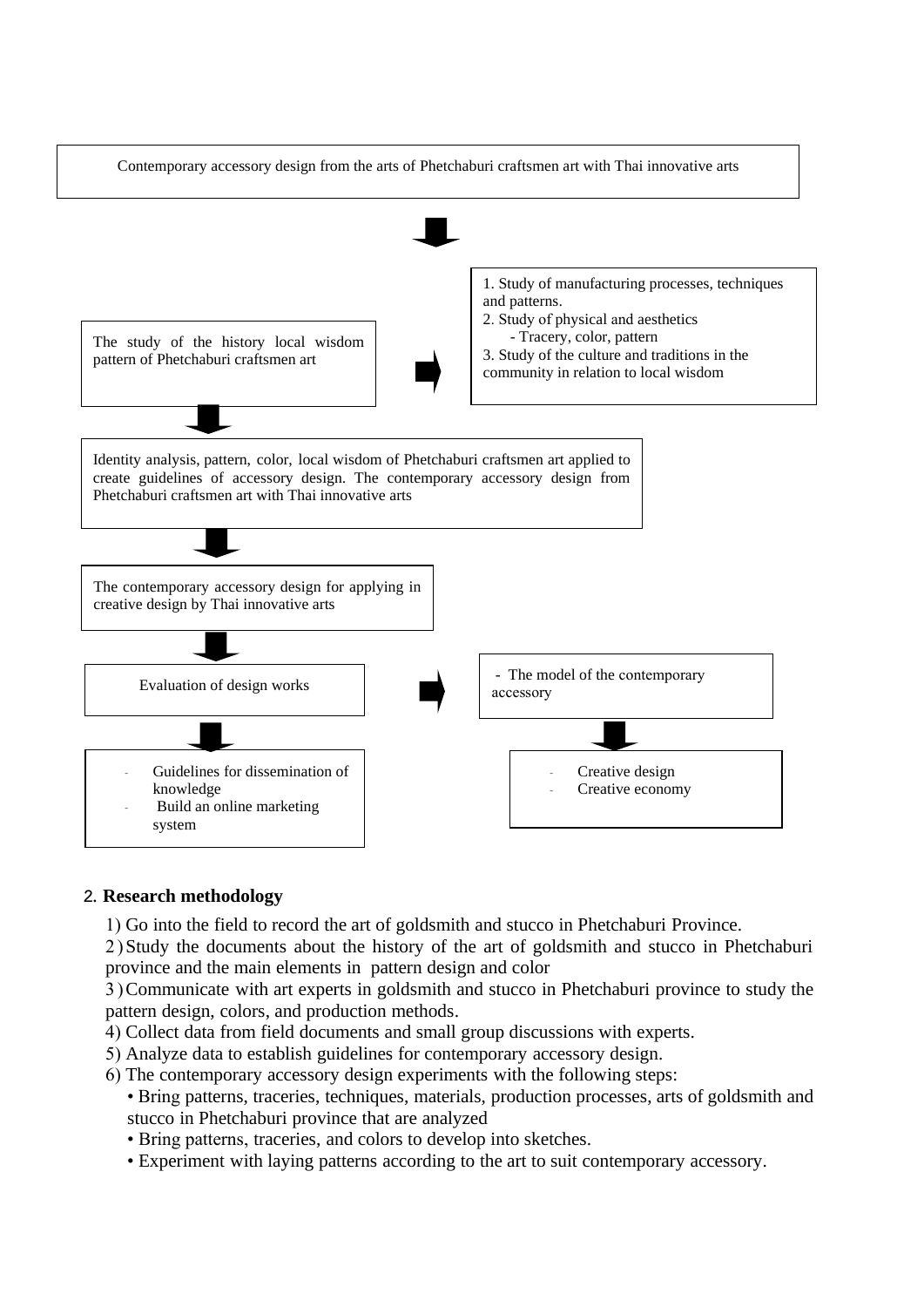Contemporary accessory design from the arts of Phetchaburi craftsmen art with Thai innovative arts

↓

The study of the history local wisdom pattern of Phetchaburi craftsmen art

→

1. Study of manufacturing processes, techniques and patterns.
2. Study of physical and aesthetics
   - Tracery, color, pattern
3. Study of the culture and traditions in the community in relation to local wisdom

↓

Identity analysis, pattern, color, local wisdom of Phetchaburi craftsmen art applied to create guidelines of accessory design. The contemporary accessory design from Phetchaburi craftsmen art with Thai innovative arts

↓

The contemporary accessory design for applying in creative design by Thai innovative arts

↓

Evaluation of design works

→

- The model of the contemporary accessory

↓

- Guidelines for dissemination of knowledge
- Build an online marketing system

↓

- Creative design
- Creative economy

## 2. Research methodology

1) Go into the field to record the art of goldsmith and stucco in Phetchaburi Province.

2) Study the documents about the history of the art of goldsmith and stucco in Phetchaburi province and the main elements in pattern design and color

3) Communicate with art experts in goldsmith and stucco in Phetchaburi province to study the pattern design, colors, and production methods.

4) Collect data from field documents and small group discussions with experts.

5) Analyze data to establish guidelines for contemporary accessory design.

6) The contemporary accessory design experiments with the following steps:

- Bring patterns, traceries, techniques, materials, production processes, arts of goldsmith and stucco in Phetchaburi province that are analyzed
- Bring patterns, traceries, and colors to develop into sketches.
- Experiment with laying patterns according to the art to suit contemporary accessory.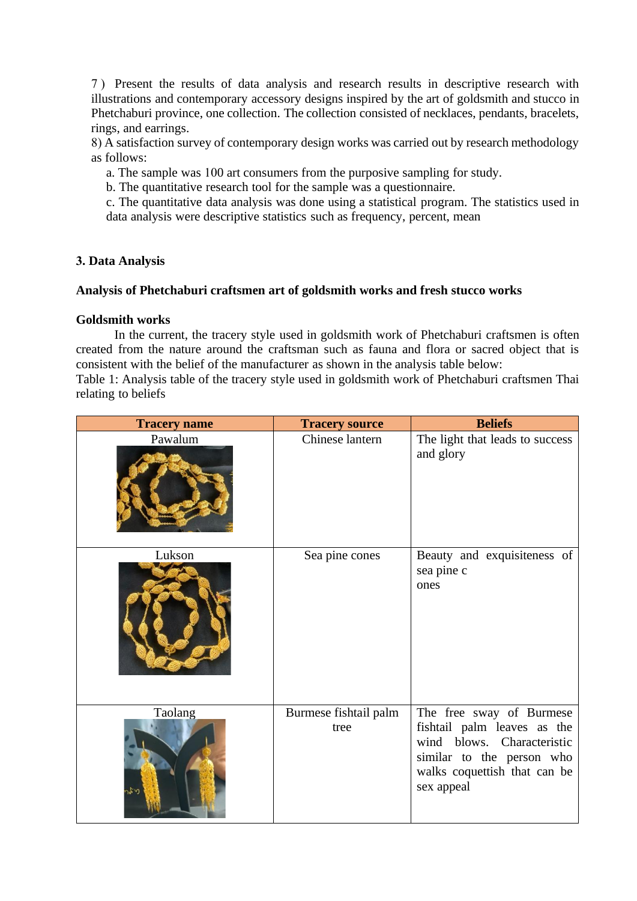7 ) Present the results of data analysis and research results in descriptive research with illustrations and contemporary accessory designs inspired by the art of goldsmith and stucco in Phetchaburi province, one collection. The collection consisted of necklaces, pendants, bracelets, rings, and earrings.

8) A satisfaction survey of contemporary design works was carried out by research methodology as follows:

a. The sample was 100 art consumers from the purposive sampling for study.

b. The quantitative research tool for the sample was a questionnaire.

c. The quantitative data analysis was done using a statistical program. The statistics used in data analysis were descriptive statistics such as frequency, percent, mean

## 3. Data Analysis

### Analysis of Phetchaburi craftsmen art of goldsmith works and fresh stucco works

#### Goldsmith works

In the current, the tracery style used in goldsmith work of Phetchaburi craftsmen is often created from the nature around the craftsman such as fauna and flora or sacred object that is consistent with the belief of the manufacturer as shown in the analysis table below:

Table 1: Analysis table of the tracery style used in goldsmith work of Phetchaburi craftsmen Thai relating to beliefs

| Tracery name | Tracery source | Beliefs |
|---|---|---|
| Pawalum | Chinese lantern | The light that leads to success and glory |
| Lukson | Sea pine cones | Beauty and exquisiteness of sea pine c ones |
| Taolang | Burmese fishtail palm tree | The free sway of Burmese fishtail palm leaves as the wind blows. Characteristic similar to the person who walks coquettish that can be sex appeal |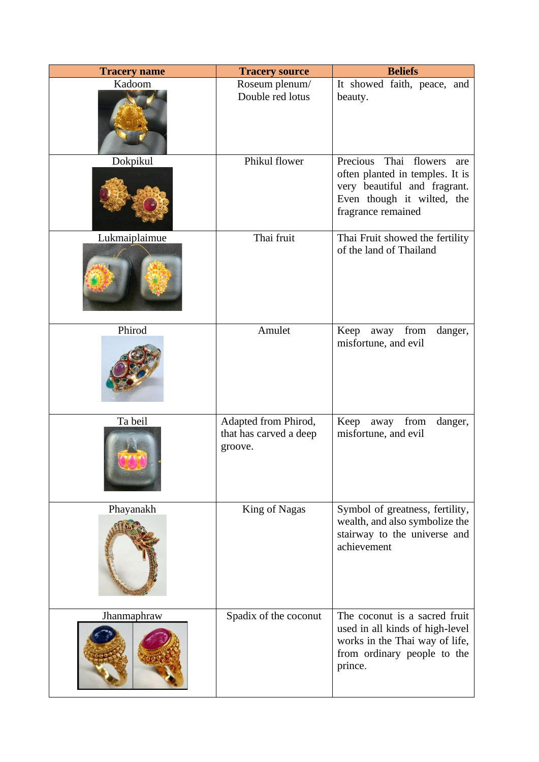| Tracery name | Tracery source | Beliefs |
| --- | --- | --- |
| Kadoom | Roseum plenum/ Double red lotus | It showed faith, peace, and beauty. |
| Dokpikul | Phikul flower | Precious Thai flowers are often planted in temples. It is very beautiful and fragrant. Even though it wilted, the fragrance remained |
| Lukmaiplaimue | Thai fruit | Thai Fruit showed the fertility of the land of Thailand |
| Phirod | Amulet | Keep away from danger, misfortune, and evil |
| Ta beil | Adapted from Phirod, that has carved a deep groove. | Keep away from danger, misfortune, and evil |
| Phayanakh | King of Nagas | Symbol of greatness, fertility, wealth, and also symbolize the stairway to the universe and achievement |
| Jhanmaphraw | Spadix of the coconut | The coconut is a sacred fruit used in all kinds of high-level works in the Thai way of life, from ordinary people to the prince. |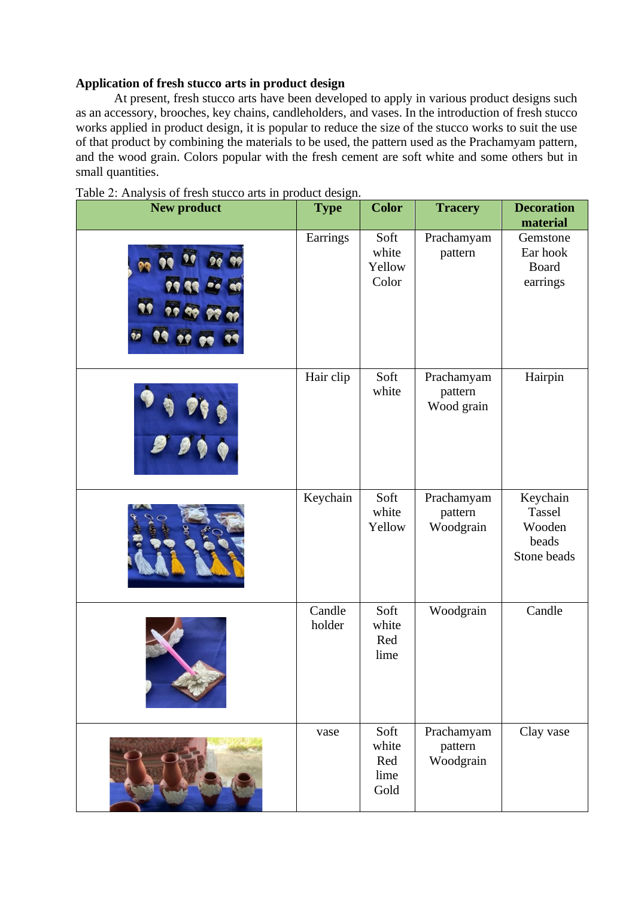**Application of fresh stucco arts in product design**

At present, fresh stucco arts have been developed to apply in various product designs such as an accessory, brooches, key chains, candleholders, and vases. In the introduction of fresh stucco works applied in product design, it is popular to reduce the size of the stucco works to suit the use of that product by combining the materials to be used, the pattern used as the Prachamyam pattern, and the wood grain. Colors popular with the fresh cement are soft white and some others but in small quantities.

Table 2: Analysis of fresh stucco arts in product design.

| New product | Type | Color | Tracery | Decoration material |
|---|---|---|---|---|
| | Earrings | Soft white Yellow Color | Prachamyam pattern | Gemstone Ear hook Board earrings |
| | Hair clip | Soft white | Prachamyam pattern Wood grain | Hairpin |
| | Keychain | Soft white Yellow | Prachamyam pattern Woodgrain | Keychain Tassel Wooden beads Stone beads |
| | Candle holder | Soft white Red lime | Woodgrain | Candle |
| | vase | Soft white Red lime Gold | Prachamyam pattern Woodgrain | Clay vase |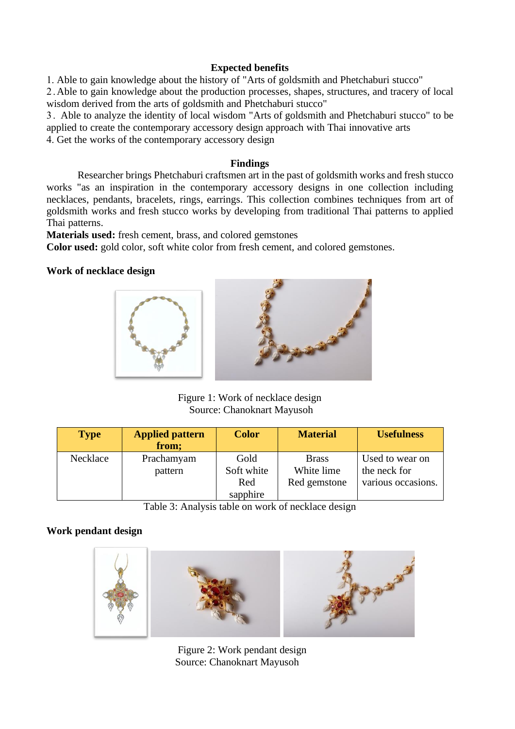**Expected benefits**

1. Able to gain knowledge about the history of "Arts of goldsmith and Phetchaburi stucco"
2. Able to gain knowledge about the production processes, shapes, structures, and tracery of local wisdom derived from the arts of goldsmith and Phetchaburi stucco"
3. Able to analyze the identity of local wisdom "Arts of goldsmith and Phetchaburi stucco" to be applied to create the contemporary accessory design approach with Thai innovative arts
4. Get the works of the contemporary accessory design

**Findings**

Researcher brings Phetchaburi craftsmen art in the past of goldsmith works and fresh stucco works "as an inspiration in the contemporary accessory designs in one collection including necklaces, pendants, bracelets, rings, earrings. This collection combines techniques from art of goldsmith works and fresh stucco works by developing from traditional Thai patterns to applied Thai patterns.

**Materials used:** fresh cement, brass, and colored gemstones

**Color used:** gold color, soft white color from fresh cement, and colored gemstones.

**Work of necklace design**

Figure 1: Work of necklace design
Source: Chanoknart Mayusoh

| Type | Applied pattern from; | Color | Material | Usefulness |
|---|---|---|---|---|
| Necklace | Prachamyam pattern | Gold<br>Soft white<br>Red sapphire | Brass<br>White lime<br>Red gemstone | Used to wear on the neck for various occasions. |

Table 3: Analysis table on work of necklace design

**Work pendant design**

Figure 2: Work pendant design
Source: Chanoknart Mayusoh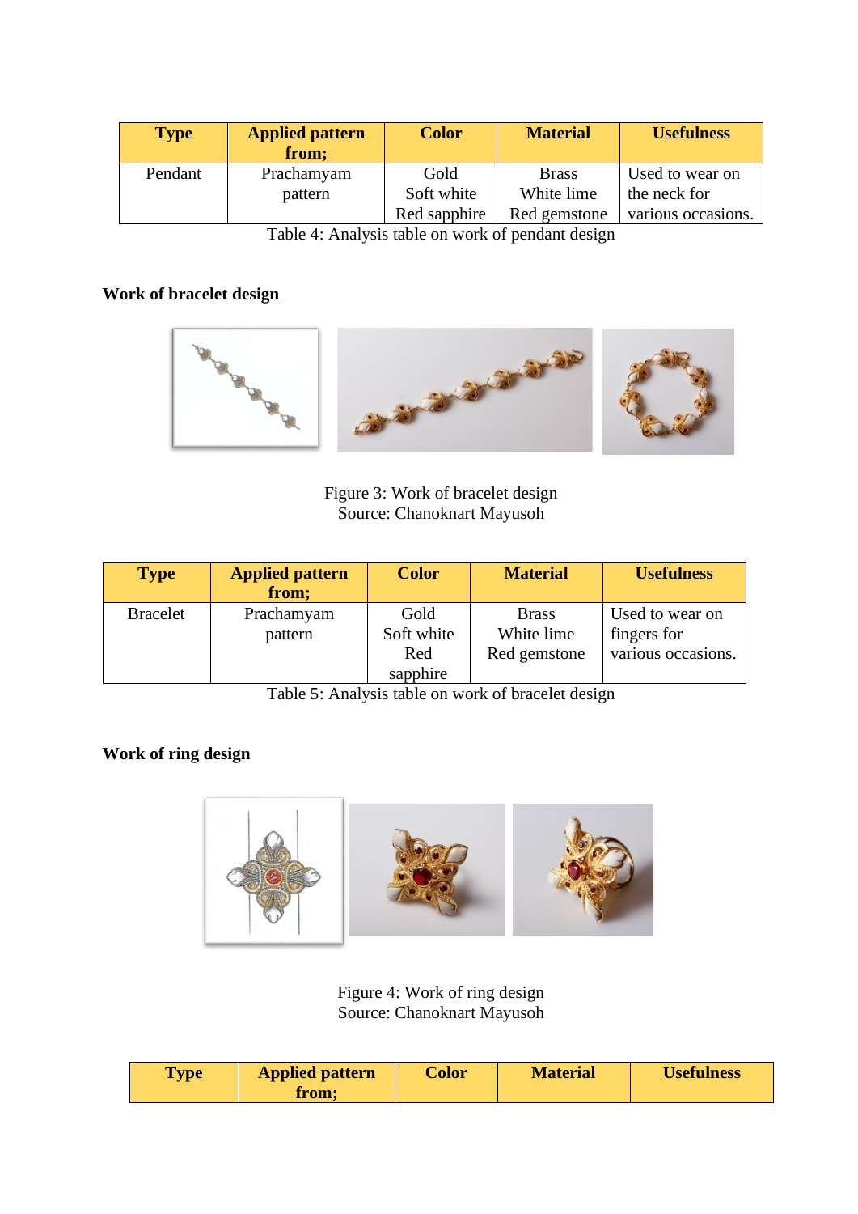| Type | Applied pattern from; | Color | Material | Usefulness |
|---|---|---|---|---|
| Pendant | Prachamyam pattern | Gold<br>Soft white<br>Red sapphire | Brass<br>White lime<br>Red gemstone | Used to wear on the neck for various occasions. |

Table 4: Analysis table on work of pendant design

**Work of bracelet design**

Figure 3: Work of bracelet design
Source: Chanoknart Mayusoh

| Type | Applied pattern from; | Color | Material | Usefulness |
|---|---|---|---|---|
| Bracelet | Prachamyam pattern | Gold<br>Soft white<br>Red sapphire | Brass<br>White lime<br>Red gemstone | Used to wear on fingers for various occasions. |

Table 5: Analysis table on work of bracelet design

**Work of ring design**

Figure 4: Work of ring design
Source: Chanoknart Mayusoh

| Type | Applied pattern from; | Color | Material | Usefulness |
|---|---|---|---|---|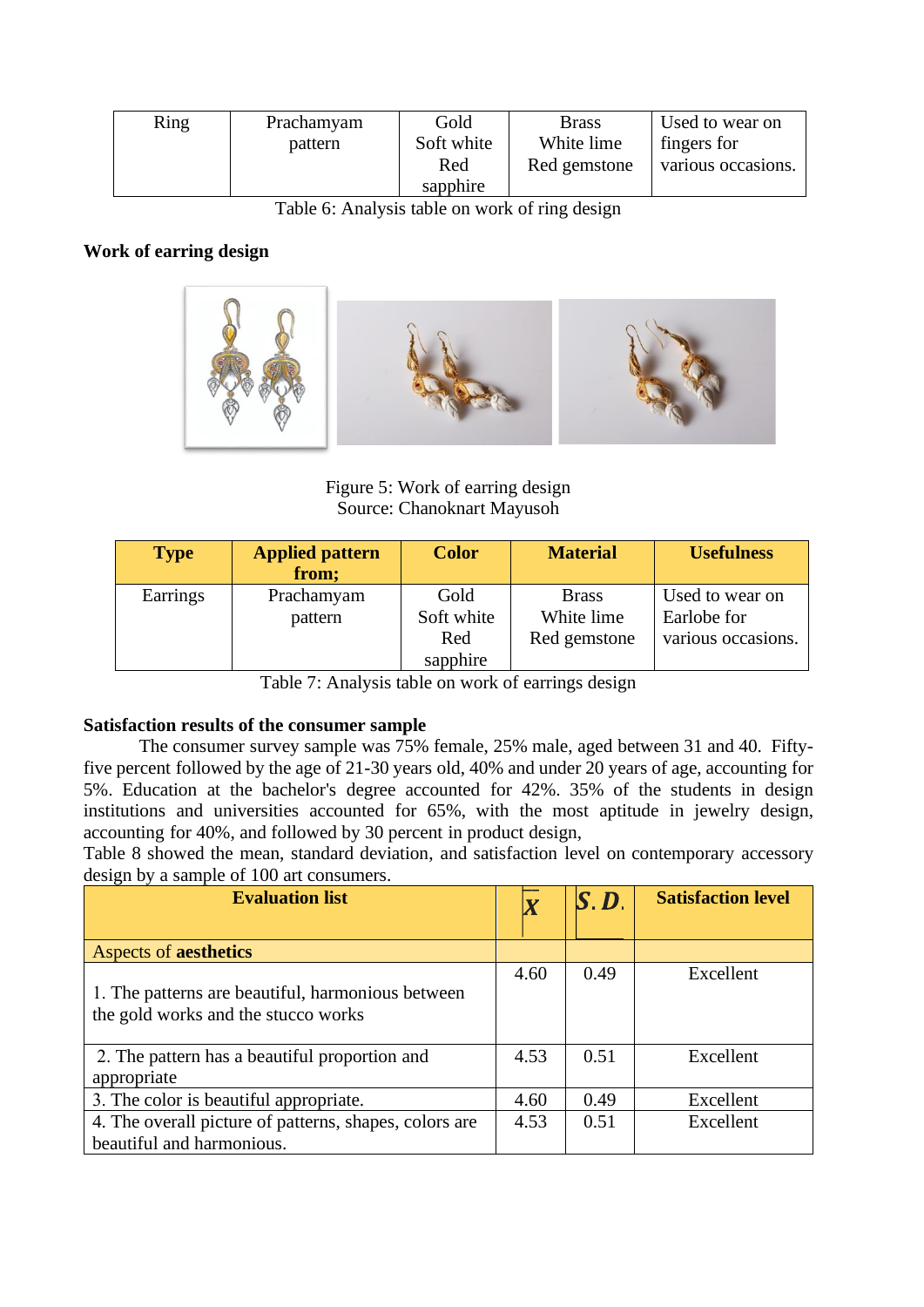| Ring | Prachamyam pattern | Gold<br>Soft white<br>Red<br>sapphire | Brass<br>White lime<br>Red gemstone | Used to wear on fingers for various occasions. |
|---|---|---|---|---|

Table 6: Analysis table on work of ring design

**Work of earring design**

Figure 5: Work of earring design
Source: Chanoknart Mayusoh

| Type | Applied pattern from; | Color | Material | Usefulness |
|---|---|---|---|---|
| Earrings | Prachamyam pattern | Gold<br>Soft white<br>Red<br>sapphire | Brass<br>White lime<br>Red gemstone | Used to wear on Earlobe for various occasions. |

Table 7: Analysis table on work of earrings design

**Satisfaction results of the consumer sample**

The consumer survey sample was 75% female, 25% male, aged between 31 and 40. Fifty-five percent followed by the age of 21-30 years old, 40% and under 20 years of age, accounting for 5%. Education at the bachelor's degree accounted for 42%. 35% of the students in design institutions and universities accounted for 65%, with the most aptitude in jewelry design, accounting for 40%, and followed by 30 percent in product design,

Table 8 showed the mean, standard deviation, and satisfaction level on contemporary accessory design by a sample of 100 art consumers.

| Evaluation list | $\bar{X}$ | $S.D.$ | Satisfaction level |
|---|---|---|---|
| Aspects of **aesthetics** | | | |
| 1. The patterns are beautiful, harmonious between the gold works and the stucco works | 4.60 | 0.49 | Excellent |
| 2. The pattern has a beautiful proportion and appropriate | 4.53 | 0.51 | Excellent |
| 3. The color is beautiful appropriate. | 4.60 | 0.49 | Excellent |
| 4. The overall picture of patterns, shapes, colors are beautiful and harmonious. | 4.53 | 0.51 | Excellent |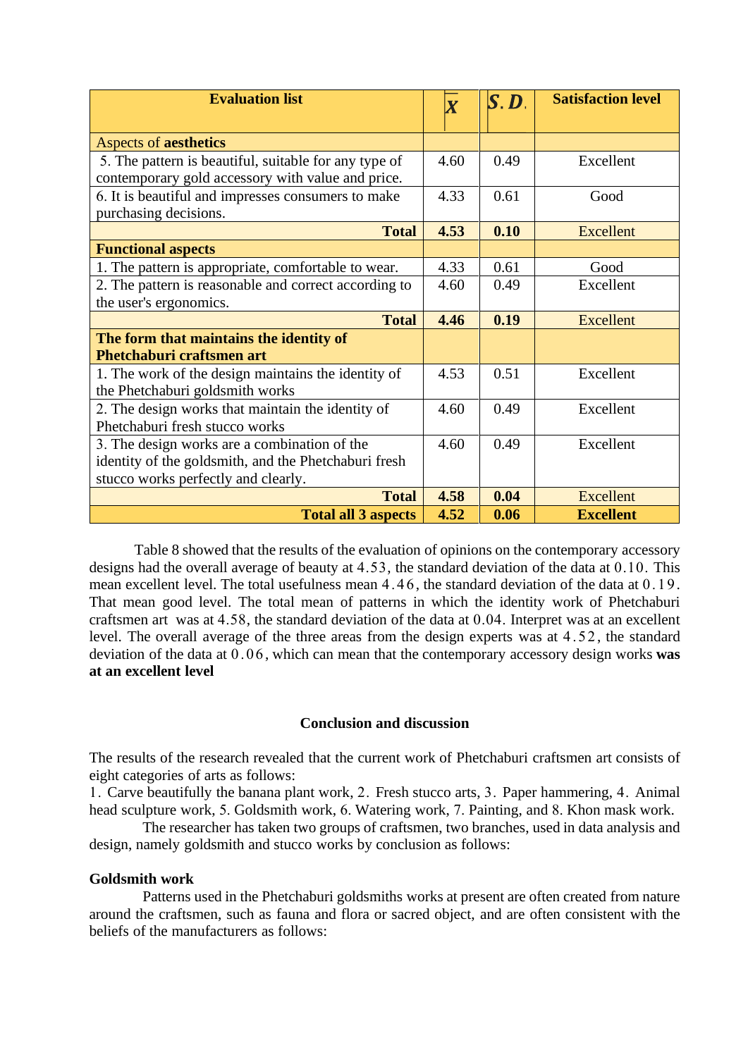| Evaluation list | $\bar{X}$ | $S.D.$ | Satisfaction level |
|---|---|---|---|
| Aspects of **aesthetics** | | | |
| 5. The pattern is beautiful, suitable for any type of contemporary gold accessory with value and price. | 4.60 | 0.49 | Excellent |
| 6. It is beautiful and impresses consumers to make purchasing decisions. | 4.33 | 0.61 | Good |
| **Total** | **4.53** | **0.10** | Excellent |
| **Functional aspects** | | | |
| 1. The pattern is appropriate, comfortable to wear. | 4.33 | 0.61 | Good |
| 2. The pattern is reasonable and correct according to the user's ergonomics. | 4.60 | 0.49 | Excellent |
| **Total** | **4.46** | **0.19** | Excellent |
| **The form that maintains the identity of Phetchaburi craftsmen art** | | | |
| 1. The work of the design maintains the identity of the Phetchaburi goldsmith works | 4.53 | 0.51 | Excellent |
| 2. The design works that maintain the identity of Phetchaburi fresh stucco works | 4.60 | 0.49 | Excellent |
| 3. The design works are a combination of the identity of the goldsmith, and the Phetchaburi fresh stucco works perfectly and clearly. | 4.60 | 0.49 | Excellent |
| **Total** | **4.58** | **0.04** | Excellent |
| **Total all 3 aspects** | **4.52** | **0.06** | **Excellent** |

Table 8 showed that the results of the evaluation of opinions on the contemporary accessory designs had the overall average of beauty at 4.53, the standard deviation of the data at 0.10. This mean excellent level. The total usefulness mean 4.46, the standard deviation of the data at 0.19. That mean good level. The total mean of patterns in which the identity work of Phetchaburi craftsmen art was at 4.58, the standard deviation of the data at 0.04. Interpret was at an excellent level. The overall average of the three areas from the design experts was at 4.52, the standard deviation of the data at 0.06, which can mean that the contemporary accessory design works **was at an excellent level**

## Conclusion and discussion

The results of the research revealed that the current work of Phetchaburi craftsmen art consists of eight categories of arts as follows:
1. Carve beautifully the banana plant work, 2. Fresh stucco arts, 3. Paper hammering, 4. Animal head sculpture work, 5. Goldsmith work, 6. Watering work, 7. Painting, and 8. Khon mask work.

The researcher has taken two groups of craftsmen, two branches, used in data analysis and design, namely goldsmith and stucco works by conclusion as follows:

**Goldsmith work**

Patterns used in the Phetchaburi goldsmiths works at present are often created from nature around the craftsmen, such as fauna and flora or sacred object, and are often consistent with the beliefs of the manufacturers as follows: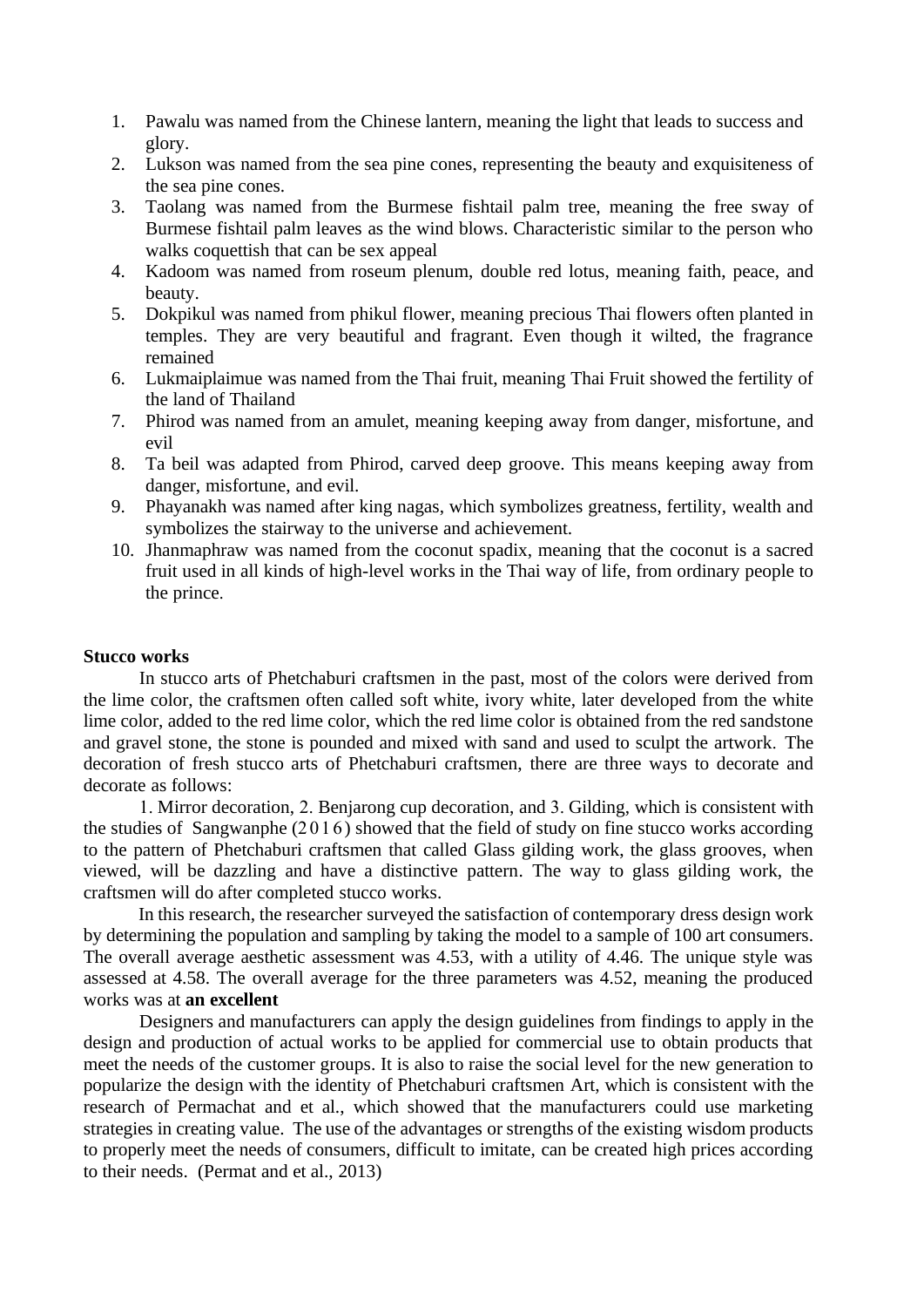1. Pawalu was named from the Chinese lantern, meaning the light that leads to success and glory.
2. Lukson was named from the sea pine cones, representing the beauty and exquisiteness of the sea pine cones.
3. Taolang was named from the Burmese fishtail palm tree, meaning the free sway of Burmese fishtail palm leaves as the wind blows. Characteristic similar to the person who walks coquettish that can be sex appeal
4. Kadoom was named from roseum plenum, double red lotus, meaning faith, peace, and beauty.
5. Dokpikul was named from phikul flower, meaning precious Thai flowers often planted in temples. They are very beautiful and fragrant. Even though it wilted, the fragrance remained
6. Lukmaiplaimue was named from the Thai fruit, meaning Thai Fruit showed the fertility of the land of Thailand
7. Phirod was named from an amulet, meaning keeping away from danger, misfortune, and evil
8. Ta beil was adapted from Phirod, carved deep groove. This means keeping away from danger, misfortune, and evil.
9. Phayanakh was named after king nagas, which symbolizes greatness, fertility, wealth and symbolizes the stairway to the universe and achievement.
10. Jhanmaphraw was named from the coconut spadix, meaning that the coconut is a sacred fruit used in all kinds of high-level works in the Thai way of life, from ordinary people to the prince.

**Stucco works**

In stucco arts of Phetchaburi craftsmen in the past, most of the colors were derived from the lime color, the craftsmen often called soft white, ivory white, later developed from the white lime color, added to the red lime color, which the red lime color is obtained from the red sandstone and gravel stone, the stone is pounded and mixed with sand and used to sculpt the artwork. The decoration of fresh stucco arts of Phetchaburi craftsmen, there are three ways to decorate and decorate as follows:

1. Mirror decoration, 2. Benjarong cup decoration, and 3. Gilding, which is consistent with the studies of Sangwanphe (2016) showed that the field of study on fine stucco works according to the pattern of Phetchaburi craftsmen that called Glass gilding work, the glass grooves, when viewed, will be dazzling and have a distinctive pattern. The way to glass gilding work, the craftsmen will do after completed stucco works.

In this research, the researcher surveyed the satisfaction of contemporary dress design work by determining the population and sampling by taking the model to a sample of 100 art consumers. The overall average aesthetic assessment was 4.53, with a utility of 4.46. The unique style was assessed at 4.58. The overall average for the three parameters was 4.52, meaning the produced works was at **an excellent**

Designers and manufacturers can apply the design guidelines from findings to apply in the design and production of actual works to be applied for commercial use to obtain products that meet the needs of the customer groups. It is also to raise the social level for the new generation to popularize the design with the identity of Phetchaburi craftsmen Art, which is consistent with the research of Permachat and et al., which showed that the manufacturers could use marketing strategies in creating value. The use of the advantages or strengths of the existing wisdom products to properly meet the needs of consumers, difficult to imitate, can be created high prices according to their needs. (Permat and et al., 2013)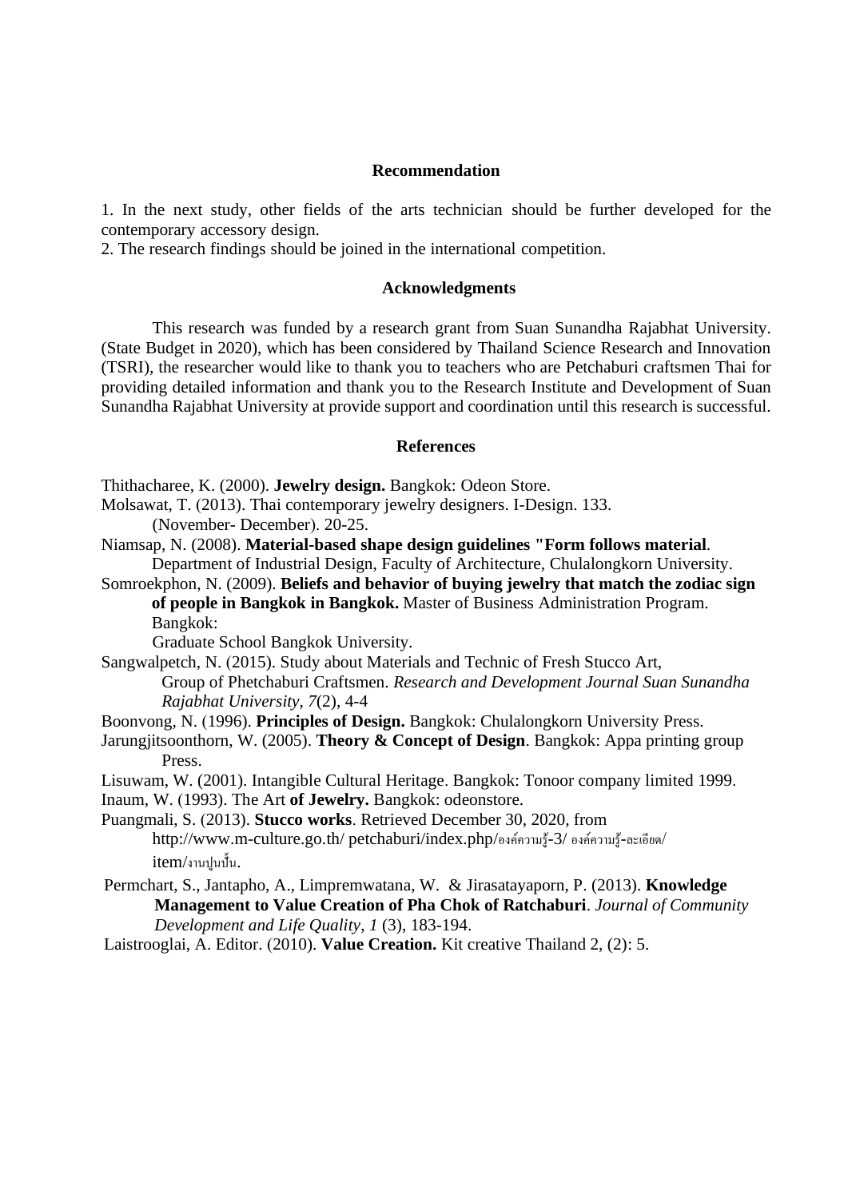## Recommendation

1. In the next study, other fields of the arts technician should be further developed for the contemporary accessory design.
2. The research findings should be joined in the international competition.

## Acknowledgments

This research was funded by a research grant from Suan Sunandha Rajabhat University. (State Budget in 2020), which has been considered by Thailand Science Research and Innovation (TSRI), the researcher would like to thank you to teachers who are Petchaburi craftsmen Thai for providing detailed information and thank you to the Research Institute and Development of Suan Sunandha Rajabhat University at provide support and coordination until this research is successful.

## References

Thithacharee, K. (2000). **Jewelry design.** Bangkok: Odeon Store.

Molsawat, T. (2013). Thai contemporary jewelry designers. I-Design. 133. (November- December). 20-25.

Niamsap, N. (2008). **Material-based shape design guidelines "Form follows material**. Department of Industrial Design, Faculty of Architecture, Chulalongkorn University.

Somroekphon, N. (2009). **Beliefs and behavior of buying jewelry that match the zodiac sign of people in Bangkok in Bangkok.** Master of Business Administration Program. Bangkok: Graduate School Bangkok University.

Sangwalpetch, N. (2015). Study about Materials and Technic of Fresh Stucco Art, Group of Phetchaburi Craftsmen. *Research and Development Journal Suan Sunandha Rajabhat University, 7*(2), 4-4

Boonvong, N. (1996). **Principles of Design.** Bangkok: Chulalongkorn University Press.

Jarungjitsoonthorn, W. (2005). **Theory & Concept of Design**. Bangkok: Appa printing group Press.

Lisuwam, W. (2001). Intangible Cultural Heritage. Bangkok: Tonoor company limited 1999.

Inaum, W. (1993). The Art **of Jewelry.** Bangkok: odeonstore.

Puangmali, S. (2013). **Stucco works**. Retrieved December 30, 2020, from http://www.m-culture.go.th/ petchaburi/index.php/องค์ความรู้-3/ องค์ความรู้-ละเอียด/ item/งานปูนปั้น.

Permchart, S., Jantapho, A., Limpremwatana, W. & Jirasatayaporn, P. (2013). **Knowledge Management to Value Creation of Pha Chok of Ratchaburi**. *Journal of Community Development and Life Quality*, *1* (3), 183-194.

Laistrooglai, A. Editor. (2010). **Value Creation.** Kit creative Thailand 2, (2): 5.